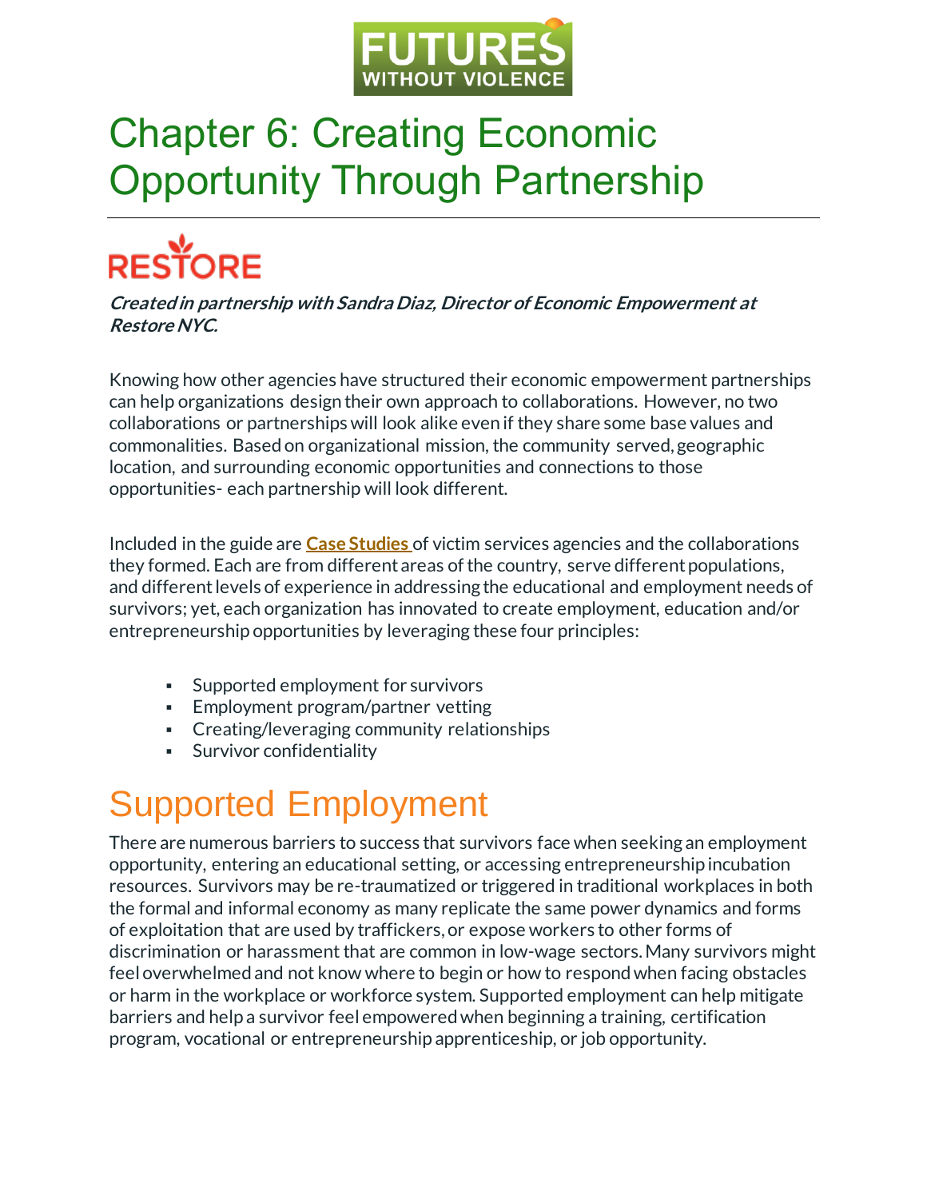# Chapter 6: Creating Economic Opportunity Through Partnership

***Created in partnership with Sandra Diaz, Director of Economic Empowerment at Restore NYC.***

Knowing how other agencies have structured their economic empowerment partnerships can help organizations design their own approach to collaborations. However, no two collaborations or partnerships will look alike even if they share some base values and commonalities. Based on organizational mission, the community served, geographic location, and surrounding economic opportunities and connections to those opportunities- each partnership will look different.

Included in the guide are **Case Studies** of victim services agencies and the collaborations they formed. Each are from different areas of the country, serve different populations, and different levels of experience in addressing the educational and employment needs of survivors; yet, each organization has innovated to create employment, education and/or entrepreneurship opportunities by leveraging these four principles:

- Supported employment for survivors
- Employment program/partner vetting
- Creating/leveraging community relationships
- Survivor confidentiality

## Supported Employment

There are numerous barriers to success that survivors face when seeking an employment opportunity, entering an educational setting, or accessing entrepreneurship incubation resources. Survivors may be re-traumatized or triggered in traditional workplaces in both the formal and informal economy as many replicate the same power dynamics and forms of exploitation that are used by traffickers, or expose workers to other forms of discrimination or harassment that are common in low-wage sectors. Many survivors might feel overwhelmed and not know where to begin or how to respond when facing obstacles or harm in the workplace or workforce system. Supported employment can help mitigate barriers and help a survivor feel empowered when beginning a training, certification program, vocational or entrepreneurship apprenticeship, or job opportunity.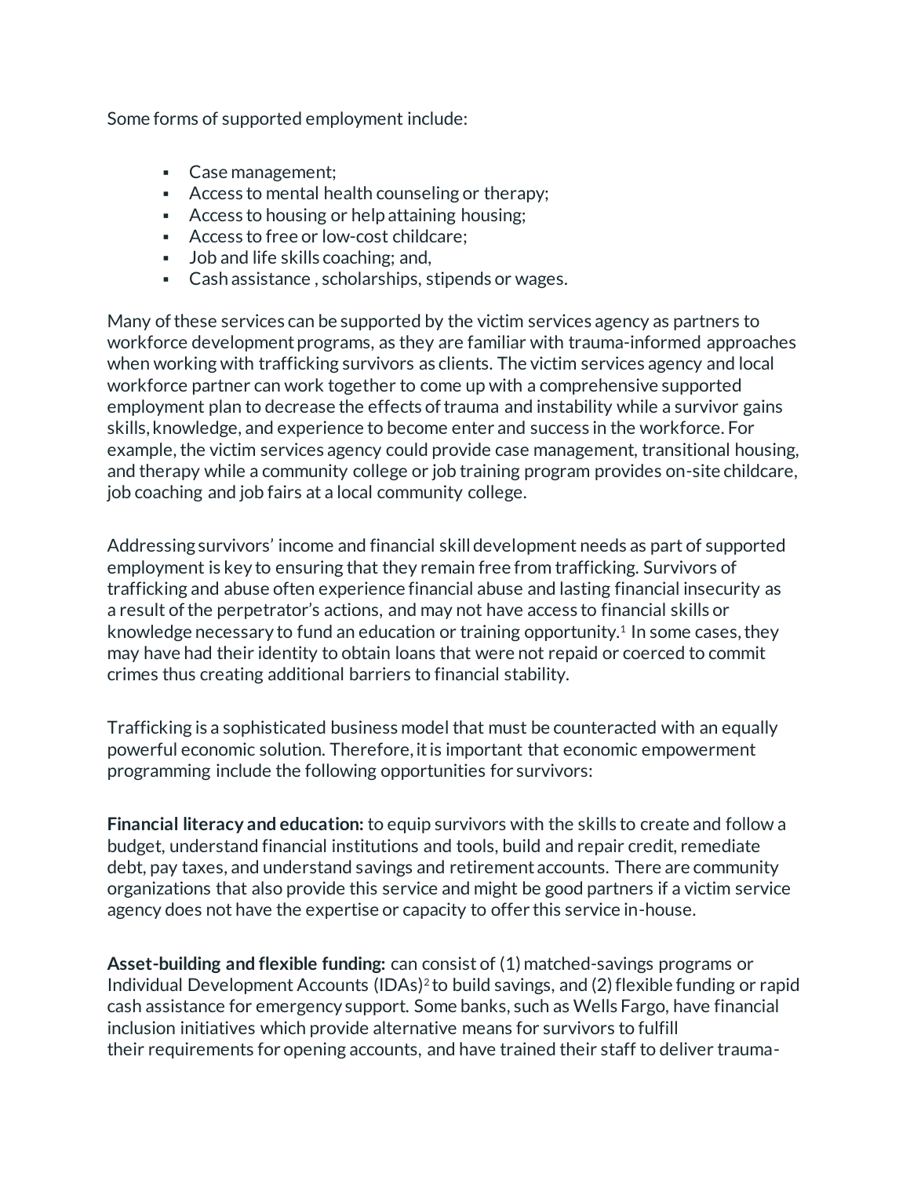Some forms of supported employment include:

- Case management;
- Access to mental health counseling or therapy;
- Access to housing or help attaining housing;
- Access to free or low-cost childcare;
- Job and life skills coaching; and,
- Cash assistance , scholarships, stipends or wages.

Many of these services can be supported by the victim services agency as partners to workforce development programs, as they are familiar with trauma-informed approaches when working with trafficking survivors as clients. The victim services agency and local workforce partner can work together to come up with a comprehensive supported employment plan to decrease the effects of trauma and instability while a survivor gains skills, knowledge, and experience to become enter and success in the workforce. For example, the victim services agency could provide case management, transitional housing, and therapy while a community college or job training program provides on-site childcare, job coaching and job fairs at a local community college.

Addressing survivors' income and financial skill development needs as part of supported employment is key to ensuring that they remain free from trafficking. Survivors of trafficking and abuse often experience financial abuse and lasting financial insecurity as a result of the perpetrator's actions, and may not have access to financial skills or knowledge necessary to fund an education or training opportunity.[1] In some cases, they may have had their identity to obtain loans that were not repaid or coerced to commit crimes thus creating additional barriers to financial stability.

Trafficking is a sophisticated business model that must be counteracted with an equally powerful economic solution. Therefore, it is important that economic empowerment programming include the following opportunities for survivors:

**Financial literacy and education:** to equip survivors with the skills to create and follow a budget, understand financial institutions and tools, build and repair credit, remediate debt, pay taxes, and understand savings and retirement accounts. There are community organizations that also provide this service and might be good partners if a victim service agency does not have the expertise or capacity to offer this service in-house.

**Asset-building and flexible funding:** can consist of (1) matched-savings programs or Individual Development Accounts (IDAs)[2] to build savings, and (2) flexible funding or rapid cash assistance for emergency support. Some banks, such as Wells Fargo, have financial inclusion initiatives which provide alternative means for survivors to fulfill their requirements for opening accounts, and have trained their staff to deliver trauma-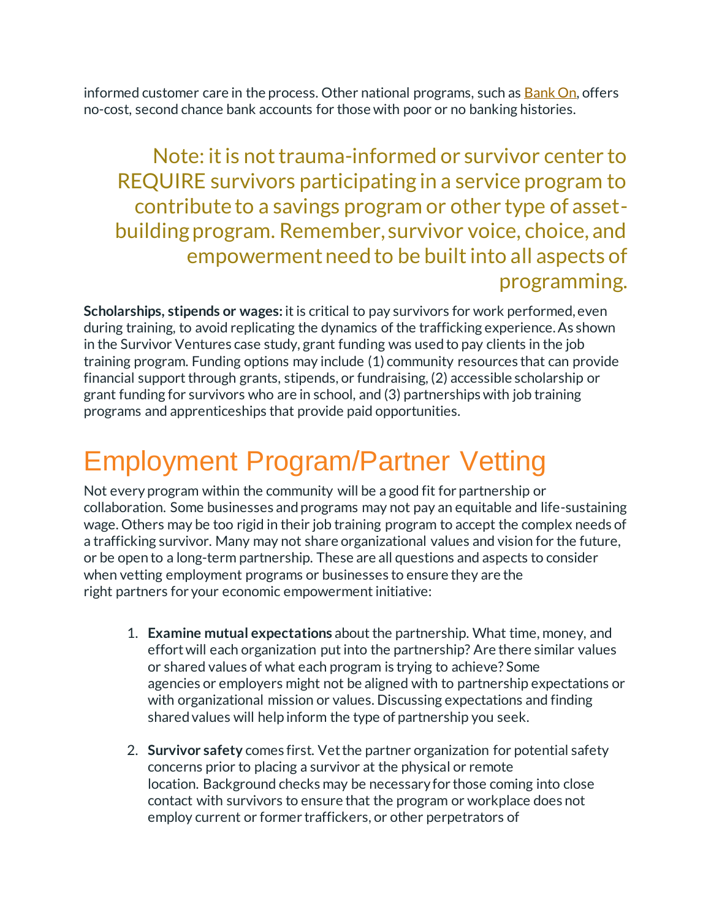informed customer care in the process. Other national programs, such as [Bank On](), offers no-cost, second chance bank accounts for those with poor or no banking histories.

> Note: it is not trauma-informed or survivor center to REQUIRE survivors participating in a service program to contribute to a savings program or other type of asset-building program. Remember, survivor voice, choice, and empowerment need to be built into all aspects of programming.

**Scholarships, stipends or wages:** it is critical to pay survivors for work performed, even during training, to avoid replicating the dynamics of the trafficking experience. As shown in the Survivor Ventures case study, grant funding was used to pay clients in the job training program. Funding options may include (1) community resources that can provide financial support through grants, stipends, or fundraising, (2) accessible scholarship or grant funding for survivors who are in school, and (3) partnerships with job training programs and apprenticeships that provide paid opportunities.

# Employment Program/Partner Vetting

Not every program within the community will be a good fit for partnership or collaboration. Some businesses and programs may not pay an equitable and life-sustaining wage. Others may be too rigid in their job training program to accept the complex needs of a trafficking survivor. Many may not share organizational values and vision for the future, or be open to a long-term partnership. These are all questions and aspects to consider when vetting employment programs or businesses to ensure they are the right partners for your economic empowerment initiative:

1. **Examine mutual expectations** about the partnership. What time, money, and effort will each organization put into the partnership? Are there similar values or shared values of what each program is trying to achieve? Some agencies or employers might not be aligned with to partnership expectations or with organizational mission or values. Discussing expectations and finding shared values will help inform the type of partnership you seek.

2. **Survivor safety** comes first. Vet the partner organization for potential safety concerns prior to placing a survivor at the physical or remote location. Background checks may be necessary for those coming into close contact with survivors to ensure that the program or workplace does not employ current or former traffickers, or other perpetrators of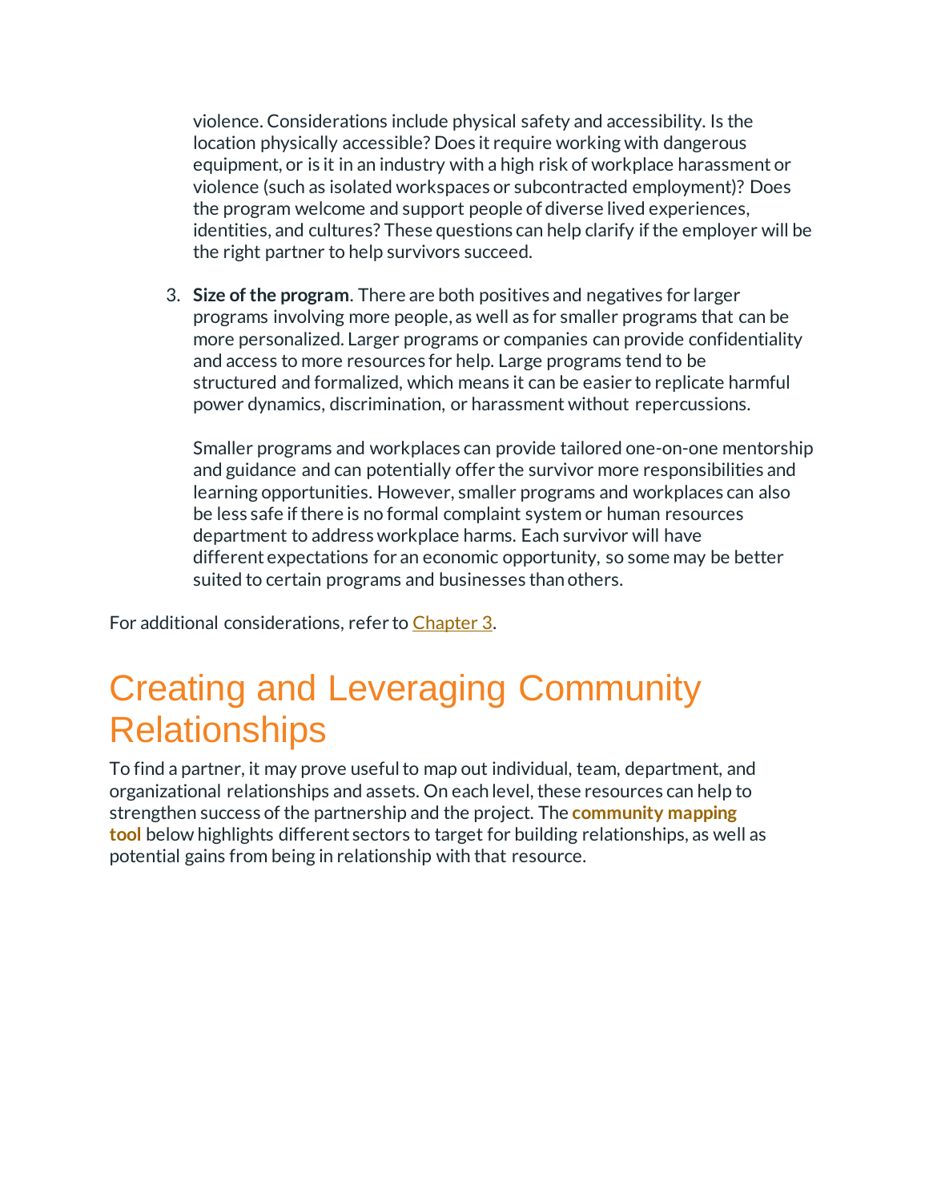violence. Considerations include physical safety and accessibility. Is the location physically accessible? Does it require working with dangerous equipment, or is it in an industry with a high risk of workplace harassment or violence (such as isolated workspaces or subcontracted employment)? Does the program welcome and support people of diverse lived experiences, identities, and cultures? These questions can help clarify if the employer will be the right partner to help survivors succeed.

3. **Size of the program**. There are both positives and negatives for larger programs involving more people, as well as for smaller programs that can be more personalized. Larger programs or companies can provide confidentiality and access to more resources for help. Large programs tend to be structured and formalized, which means it can be easier to replicate harmful power dynamics, discrimination, or harassment without repercussions.

   Smaller programs and workplaces can provide tailored one-on-one mentorship and guidance and can potentially offer the survivor more responsibilities and learning opportunities. However, smaller programs and workplaces can also be less safe if there is no formal complaint system or human resources department to address workplace harms. Each survivor will have different expectations for an economic opportunity, so some may be better suited to certain programs and businesses than others.

For additional considerations, refer to Chapter 3.

# Creating and Leveraging Community Relationships

To find a partner, it may prove useful to map out individual, team, department, and organizational relationships and assets. On each level, these resources can help to strengthen success of the partnership and the project. The **community mapping tool** below highlights different sectors to target for building relationships, as well as potential gains from being in relationship with that resource.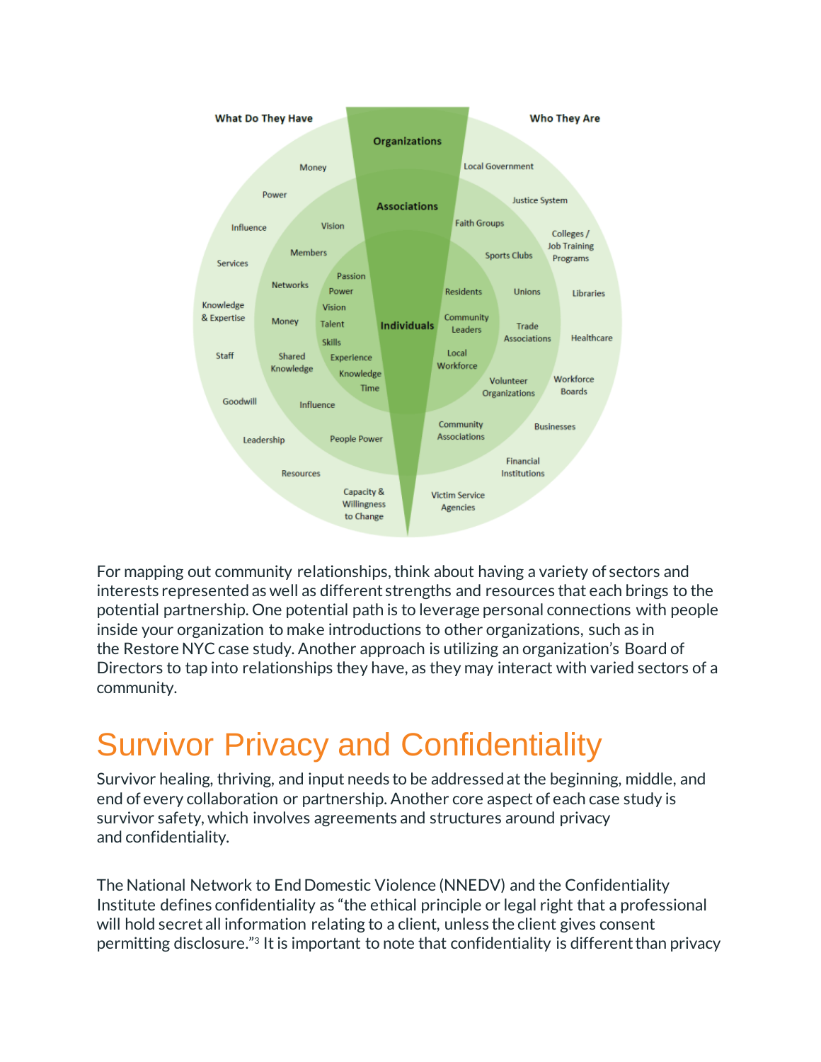What Do They Have | Who They Are

**Organizations**

Money, Power, Influence, Services, Knowledge & Expertise, Staff, Goodwill, Leadership, Resources

Local Government, Justice System, Colleges / Job Training Programs, Libraries, Healthcare, Workforce Boards, Businesses, Financial Institutions, Victim Service Agencies

**Associations**

Vision, Members, Networks, Money, Shared Knowledge, Influence, People Power

Faith Groups, Sports Clubs, Unions, Trade Associations, Volunteer Organizations, Community Associations

**Individuals**

Passion, Power, Vision, Talent, Skills, Experience, Knowledge, Time, Capacity & Willingness to Change

Residents, Community Leaders, Local Workforce

For mapping out community relationships, think about having a variety of sectors and interests represented as well as different strengths and resources that each brings to the potential partnership. One potential path is to leverage personal connections with people inside your organization to make introductions to other organizations, such as in the Restore NYC case study. Another approach is utilizing an organization's Board of Directors to tap into relationships they have, as they may interact with varied sectors of a community.

# Survivor Privacy and Confidentiality

Survivor healing, thriving, and input needs to be addressed at the beginning, middle, and end of every collaboration or partnership. Another core aspect of each case study is survivor safety, which involves agreements and structures around privacy and confidentiality.

The National Network to End Domestic Violence (NNEDV) and the Confidentiality Institute defines confidentiality as "the ethical principle or legal right that a professional will hold secret all information relating to a client, unless the client gives consent permitting disclosure."[3] It is important to note that confidentiality is different than privacy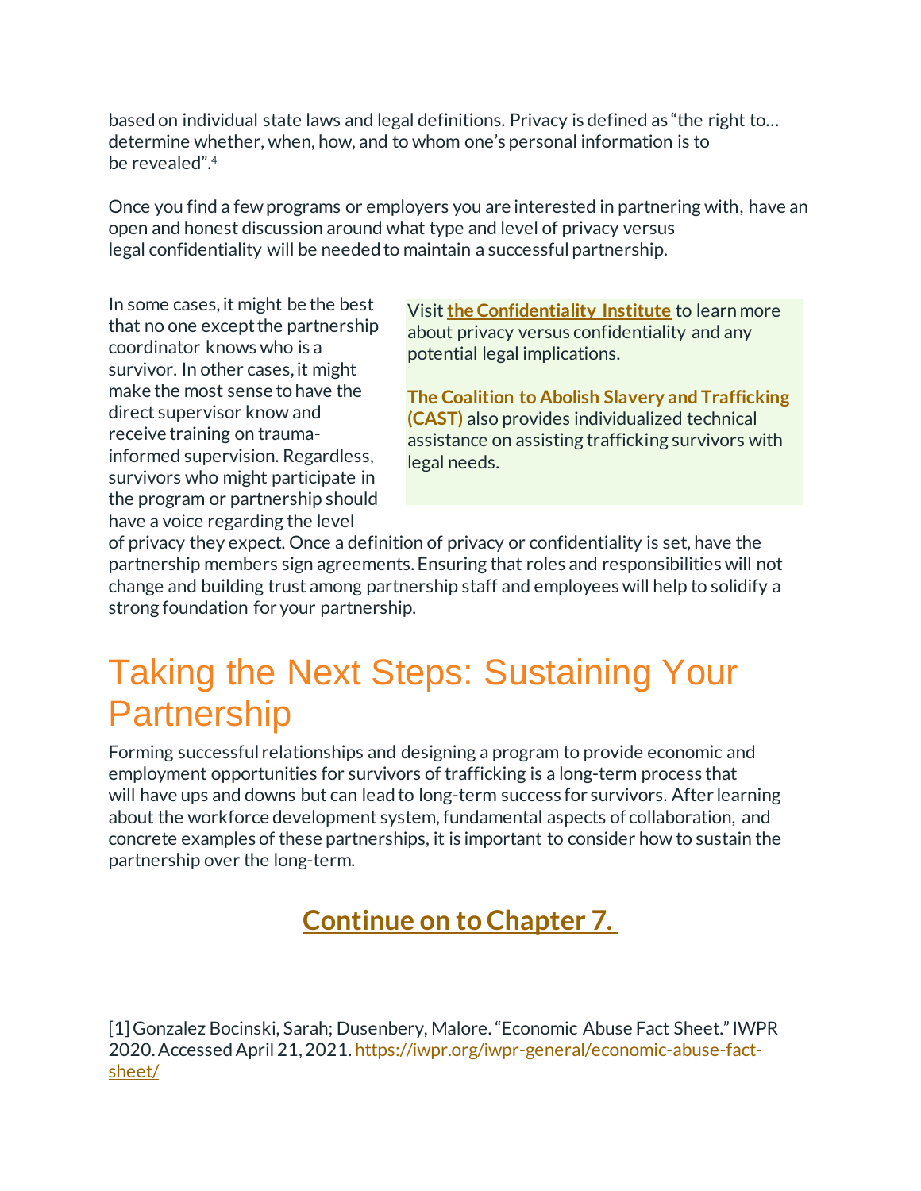based on individual state laws and legal definitions. Privacy is defined as "the right to… determine whether, when, how, and to whom one's personal information is to be revealed".[4]

Once you find a few programs or employers you are interested in partnering with, have an open and honest discussion around what type and level of privacy versus legal confidentiality will be needed to maintain a successful partnership.

In some cases, it might be the best that no one except the partnership coordinator knows who is a survivor. In other cases, it might make the most sense to have the direct supervisor know and receive training on trauma-informed supervision. Regardless, survivors who might participate in the program or partnership should have a voice regarding the level of privacy they expect. Once a definition of privacy or confidentiality is set, have the partnership members sign agreements. Ensuring that roles and responsibilities will not change and building trust among partnership staff and employees will help to solidify a strong foundation for your partnership.

> Visit **the Confidentiality Institute** to learn more about privacy versus confidentiality and any potential legal implications.
>
> **The Coalition to Abolish Slavery and Trafficking (CAST)** also provides individualized technical assistance on assisting trafficking survivors with legal needs.

# Taking the Next Steps: Sustaining Your Partnership

Forming successful relationships and designing a program to provide economic and employment opportunities for survivors of trafficking is a long-term process that will have ups and downs but can lead to long-term success for survivors. After learning about the workforce development system, fundamental aspects of collaboration, and concrete examples of these partnerships, it is important to consider how to sustain the partnership over the long-term.

## **Continue on to Chapter 7.**

---

[1] Gonzalez Bocinski, Sarah; Dusenbery, Malore. "Economic Abuse Fact Sheet." IWPR 2020. Accessed April 21, 2021. https://iwpr.org/iwpr-general/economic-abuse-fact-sheet/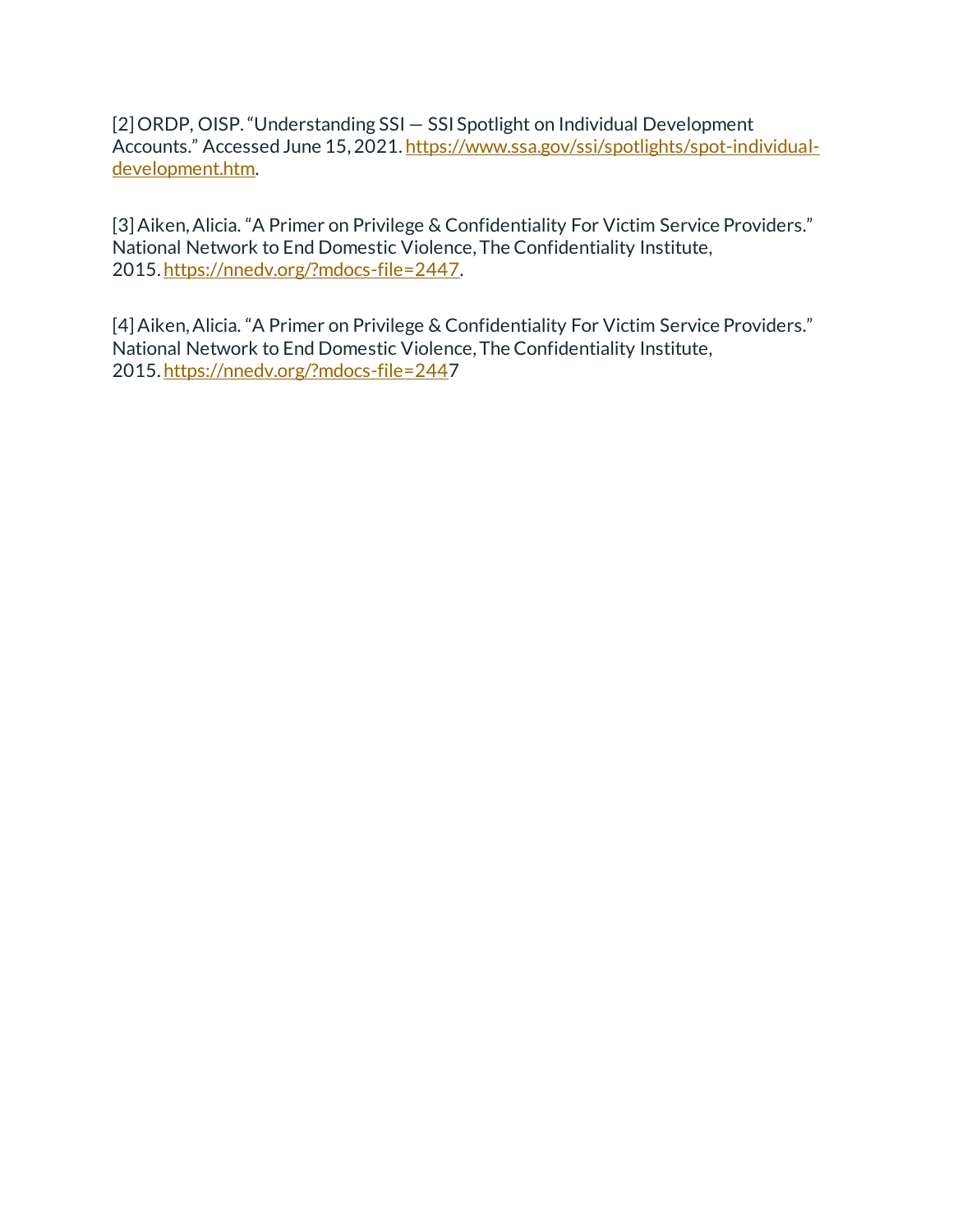[2] ORDP, OISP. “Understanding SSI — SSI Spotlight on Individual Development Accounts.” Accessed June 15, 2021. https://www.ssa.gov/ssi/spotlights/spot-individual-development.htm.

[3] Aiken, Alicia. “A Primer on Privilege & Confidentiality For Victim Service Providers.” National Network to End Domestic Violence, The Confidentiality Institute, 2015. https://nnedv.org/?mdocs-file=2447.

[4] Aiken, Alicia. “A Primer on Privilege & Confidentiality For Victim Service Providers.” National Network to End Domestic Violence, The Confidentiality Institute, 2015. https://nnedv.org/?mdocs-file=2447